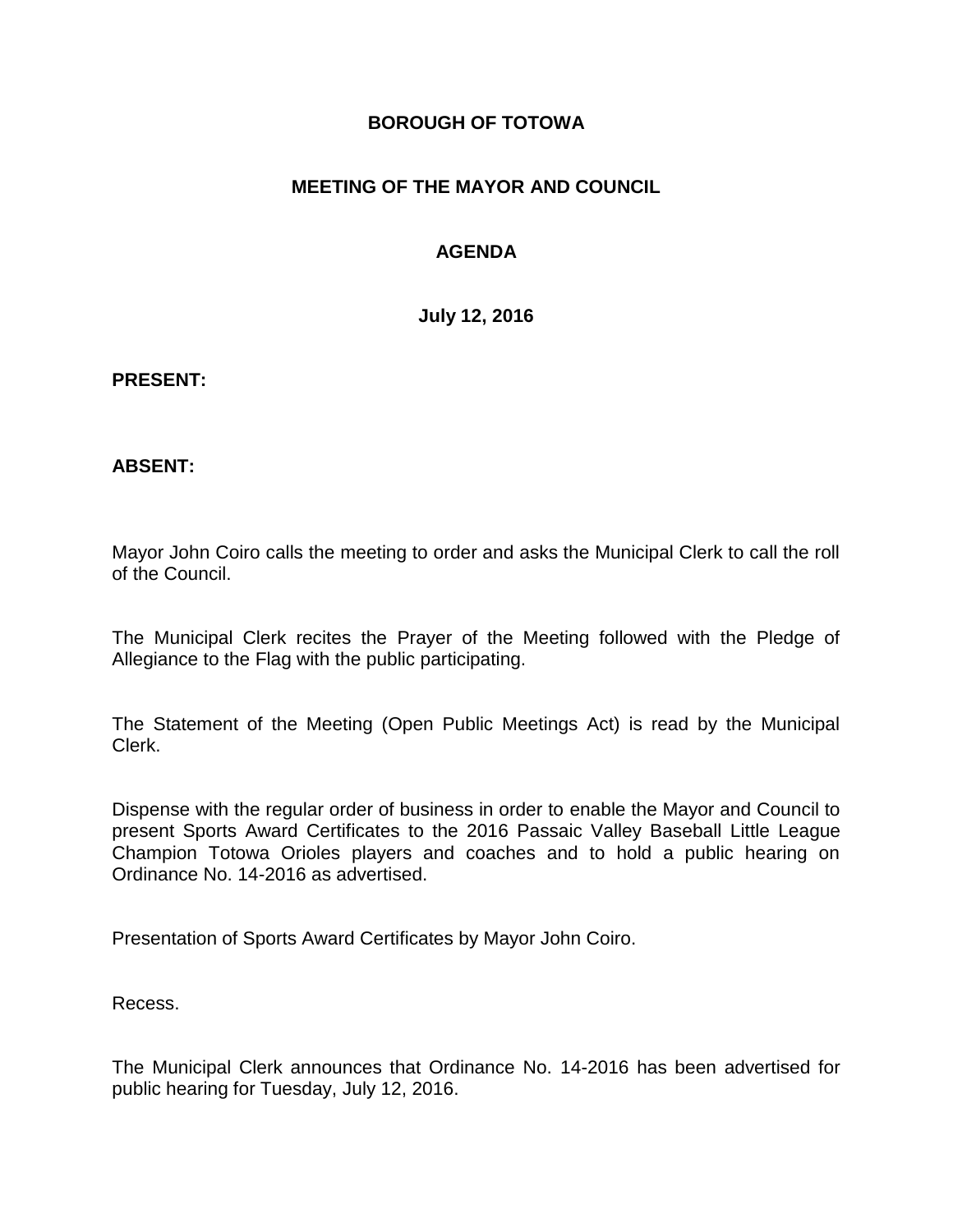# BOROUGH OF TOTOWA

## MEETING OF THE MAYOR AND COUNCIL

## AGENDA

**July 12, 2016**

**PRESENT:**

**ABSENT:**

Mayor John Coiro calls the meeting to order and asks the Municipal Clerk to call the roll of the Council.

The Municipal Clerk recites the Prayer of the Meeting followed with the Pledge of Allegiance to the Flag with the public participating.

The Statement of the Meeting (Open Public Meetings Act) is read by the Municipal Clerk.

Dispense with the regular order of business in order to enable the Mayor and Council to present Sports Award Certificates to the 2016 Passaic Valley Baseball Little League Champion Totowa Orioles players and coaches and to hold a public hearing on Ordinance No. 14-2016 as advertised.

Presentation of Sports Award Certificates by Mayor John Coiro.

Recess.

The Municipal Clerk announces that Ordinance No. 14-2016 has been advertised for public hearing for Tuesday, July 12, 2016.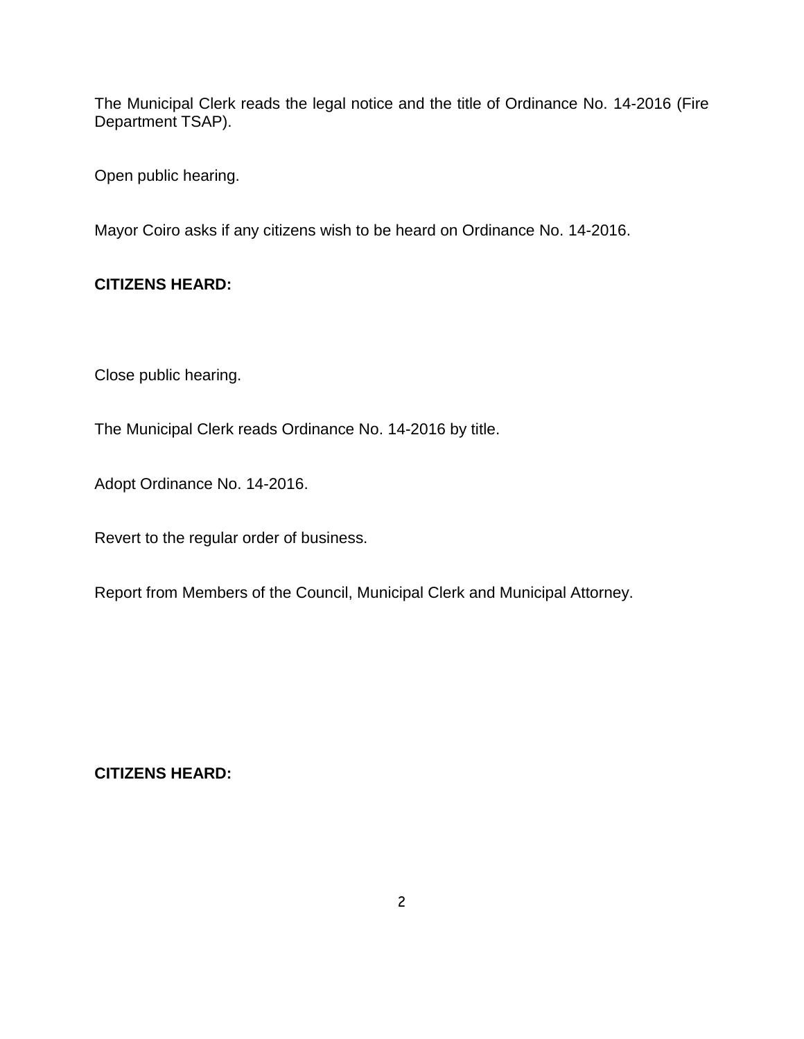The Municipal Clerk reads the legal notice and the title of Ordinance No. 14-2016 (Fire Department TSAP).

Open public hearing.

Mayor Coiro asks if any citizens wish to be heard on Ordinance No. 14-2016.

**CITIZENS HEARD:**

Close public hearing.

The Municipal Clerk reads Ordinance No. 14-2016 by title.

Adopt Ordinance No. 14-2016.

Revert to the regular order of business.

Report from Members of the Council, Municipal Clerk and Municipal Attorney.

**CITIZENS HEARD:**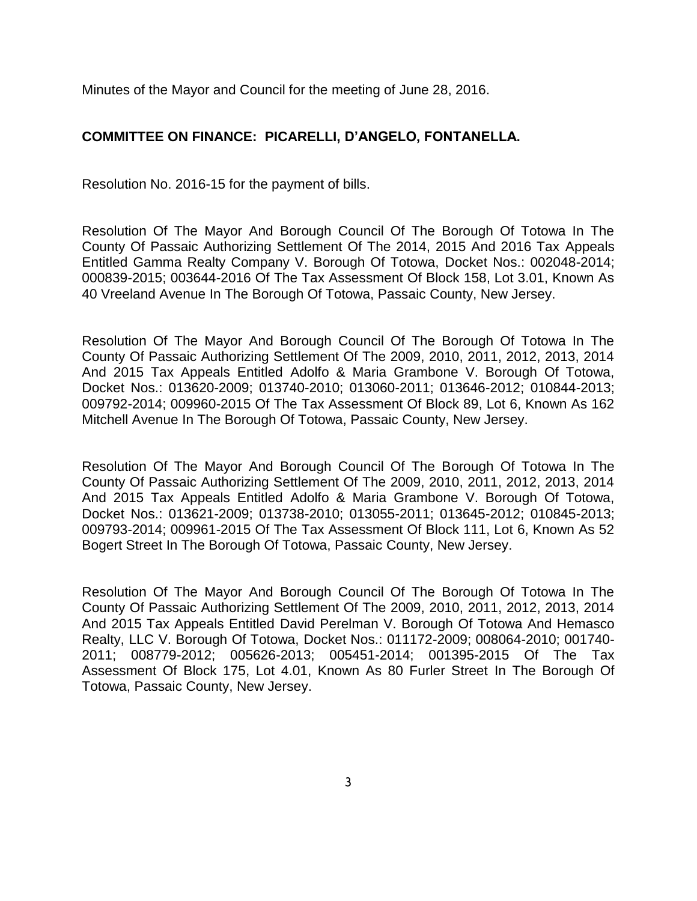Minutes of the Mayor and Council for the meeting of June 28, 2016.

**COMMITTEE ON FINANCE: PICARELLI, D'ANGELO, FONTANELLA.**

Resolution No. 2016-15 for the payment of bills.

Resolution Of The Mayor And Borough Council Of The Borough Of Totowa In The County Of Passaic Authorizing Settlement Of The 2014, 2015 And 2016 Tax Appeals Entitled Gamma Realty Company V. Borough Of Totowa, Docket Nos.: 002048-2014; 000839-2015; 003644-2016 Of The Tax Assessment Of Block 158, Lot 3.01, Known As 40 Vreeland Avenue In The Borough Of Totowa, Passaic County, New Jersey.

Resolution Of The Mayor And Borough Council Of The Borough Of Totowa In The County Of Passaic Authorizing Settlement Of The 2009, 2010, 2011, 2012, 2013, 2014 And 2015 Tax Appeals Entitled Adolfo & Maria Grambone V. Borough Of Totowa, Docket Nos.: 013620-2009; 013740-2010; 013060-2011; 013646-2012; 010844-2013; 009792-2014; 009960-2015 Of The Tax Assessment Of Block 89, Lot 6, Known As 162 Mitchell Avenue In The Borough Of Totowa, Passaic County, New Jersey.

Resolution Of The Mayor And Borough Council Of The Borough Of Totowa In The County Of Passaic Authorizing Settlement Of The 2009, 2010, 2011, 2012, 2013, 2014 And 2015 Tax Appeals Entitled Adolfo & Maria Grambone V. Borough Of Totowa, Docket Nos.: 013621-2009; 013738-2010; 013055-2011; 013645-2012; 010845-2013; 009793-2014; 009961-2015 Of The Tax Assessment Of Block 111, Lot 6, Known As 52 Bogert Street In The Borough Of Totowa, Passaic County, New Jersey.

Resolution Of The Mayor And Borough Council Of The Borough Of Totowa In The County Of Passaic Authorizing Settlement Of The 2009, 2010, 2011, 2012, 2013, 2014 And 2015 Tax Appeals Entitled David Perelman V. Borough Of Totowa And Hemasco Realty, LLC V. Borough Of Totowa, Docket Nos.: 011172-2009; 008064-2010; 001740-2011; 008779-2012; 005626-2013; 005451-2014; 001395-2015 Of The Tax Assessment Of Block 175, Lot 4.01, Known As 80 Furler Street In The Borough Of Totowa, Passaic County, New Jersey.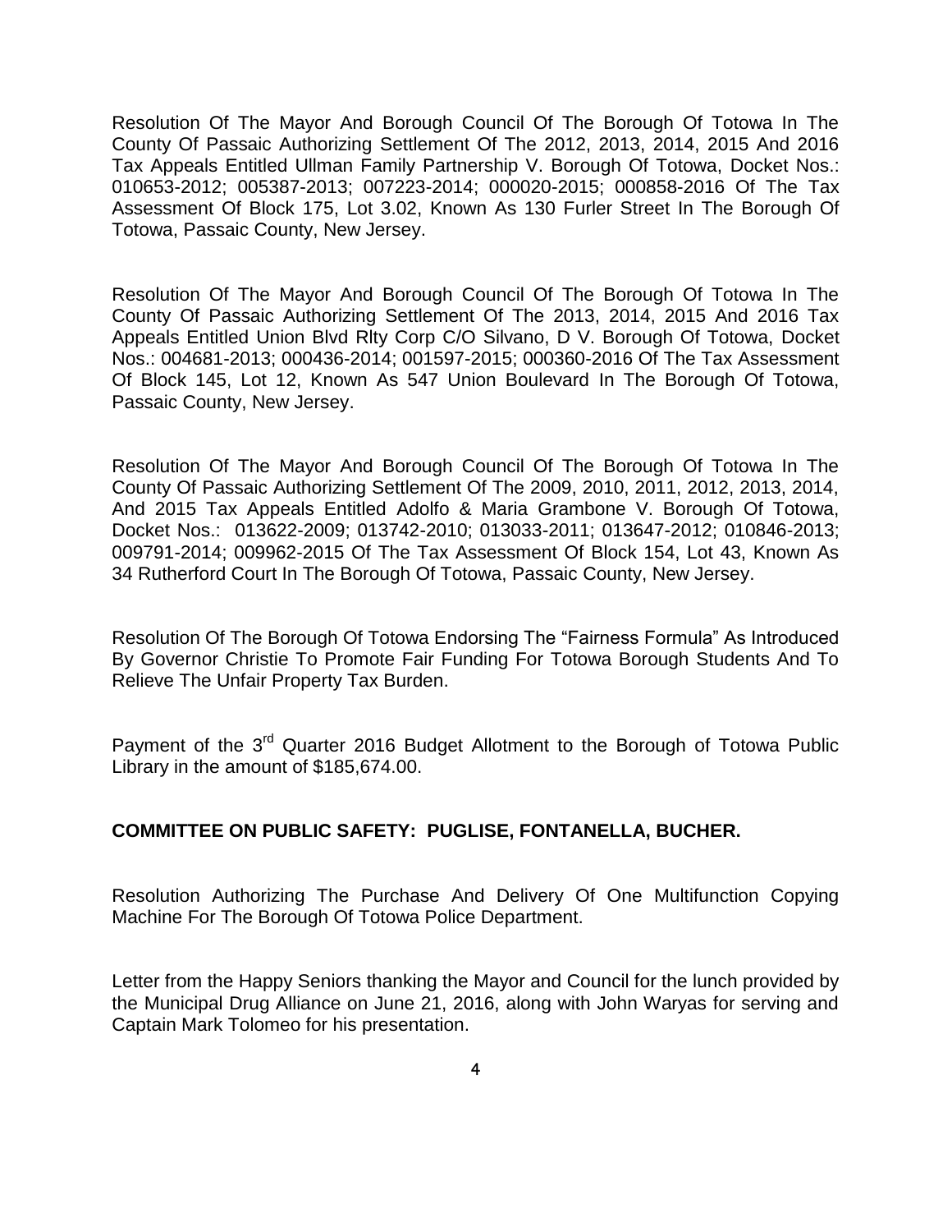Resolution Of The Mayor And Borough Council Of The Borough Of Totowa In The County Of Passaic Authorizing Settlement Of The 2012, 2013, 2014, 2015 And 2016 Tax Appeals Entitled Ullman Family Partnership V. Borough Of Totowa, Docket Nos.: 010653-2012; 005387-2013; 007223-2014; 000020-2015; 000858-2016 Of The Tax Assessment Of Block 175, Lot 3.02, Known As 130 Furler Street In The Borough Of Totowa, Passaic County, New Jersey.

Resolution Of The Mayor And Borough Council Of The Borough Of Totowa In The County Of Passaic Authorizing Settlement Of The 2013, 2014, 2015 And 2016 Tax Appeals Entitled Union Blvd Rlty Corp C/O Silvano, D V. Borough Of Totowa, Docket Nos.: 004681-2013; 000436-2014; 001597-2015; 000360-2016 Of The Tax Assessment Of Block 145, Lot 12, Known As 547 Union Boulevard In The Borough Of Totowa, Passaic County, New Jersey.

Resolution Of The Mayor And Borough Council Of The Borough Of Totowa In The County Of Passaic Authorizing Settlement Of The 2009, 2010, 2011, 2012, 2013, 2014, And 2015 Tax Appeals Entitled Adolfo & Maria Grambone V. Borough Of Totowa, Docket Nos.: 013622-2009; 013742-2010; 013033-2011; 013647-2012; 010846-2013; 009791-2014; 009962-2015 Of The Tax Assessment Of Block 154, Lot 43, Known As 34 Rutherford Court In The Borough Of Totowa, Passaic County, New Jersey.

Resolution Of The Borough Of Totowa Endorsing The "Fairness Formula" As Introduced By Governor Christie To Promote Fair Funding For Totowa Borough Students And To Relieve The Unfair Property Tax Burden.

Payment of the 3rd Quarter 2016 Budget Allotment to the Borough of Totowa Public Library in the amount of $185,674.00.

**COMMITTEE ON PUBLIC SAFETY: PUGLISE, FONTANELLA, BUCHER.**

Resolution Authorizing The Purchase And Delivery Of One Multifunction Copying Machine For The Borough Of Totowa Police Department.

Letter from the Happy Seniors thanking the Mayor and Council for the lunch provided by the Municipal Drug Alliance on June 21, 2016, along with John Waryas for serving and Captain Mark Tolomeo for his presentation.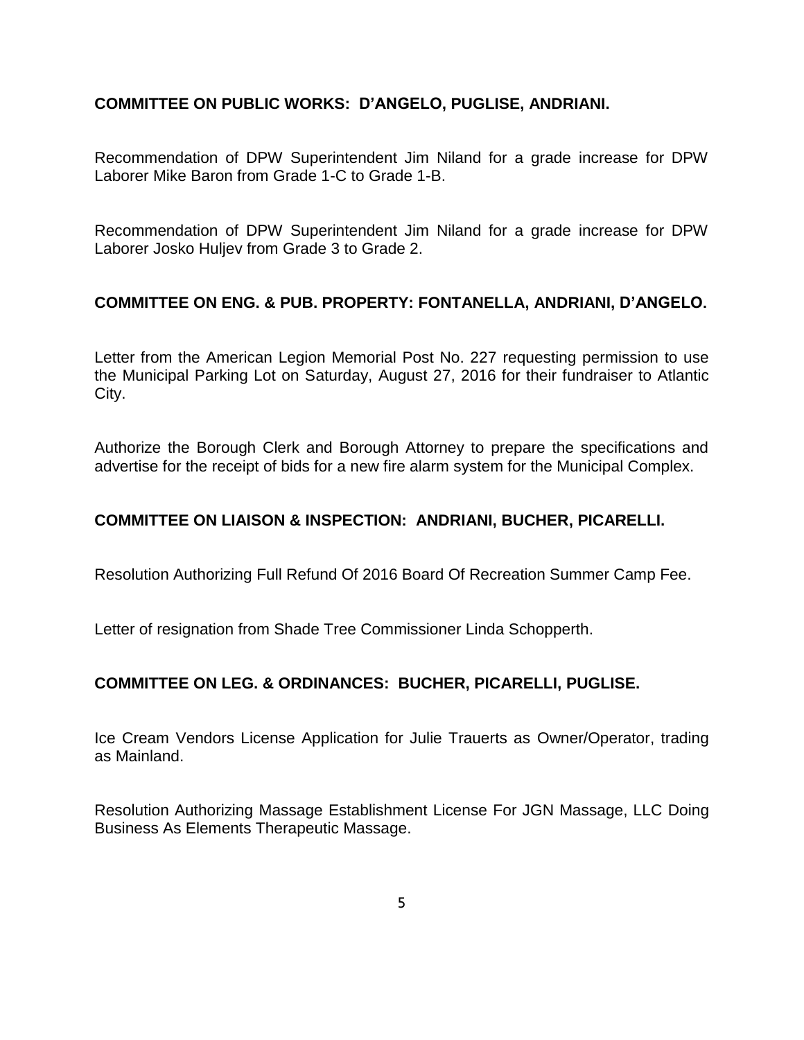**COMMITTEE ON PUBLIC WORKS: D'ANGELO, PUGLISE, ANDRIANI.**

Recommendation of DPW Superintendent Jim Niland for a grade increase for DPW Laborer Mike Baron from Grade 1-C to Grade 1-B.

Recommendation of DPW Superintendent Jim Niland for a grade increase for DPW Laborer Josko Huljev from Grade 3 to Grade 2.

**COMMITTEE ON ENG. & PUB. PROPERTY: FONTANELLA, ANDRIANI, D'ANGELO.**

Letter from the American Legion Memorial Post No. 227 requesting permission to use the Municipal Parking Lot on Saturday, August 27, 2016 for their fundraiser to Atlantic City.

Authorize the Borough Clerk and Borough Attorney to prepare the specifications and advertise for the receipt of bids for a new fire alarm system for the Municipal Complex.

**COMMITTEE ON LIAISON & INSPECTION: ANDRIANI, BUCHER, PICARELLI.**

Resolution Authorizing Full Refund Of 2016 Board Of Recreation Summer Camp Fee.

Letter of resignation from Shade Tree Commissioner Linda Schopperth.

**COMMITTEE ON LEG. & ORDINANCES: BUCHER, PICARELLI, PUGLISE.**

Ice Cream Vendors License Application for Julie Trauerts as Owner/Operator, trading as Mainland.

Resolution Authorizing Massage Establishment License For JGN Massage, LLC Doing Business As Elements Therapeutic Massage.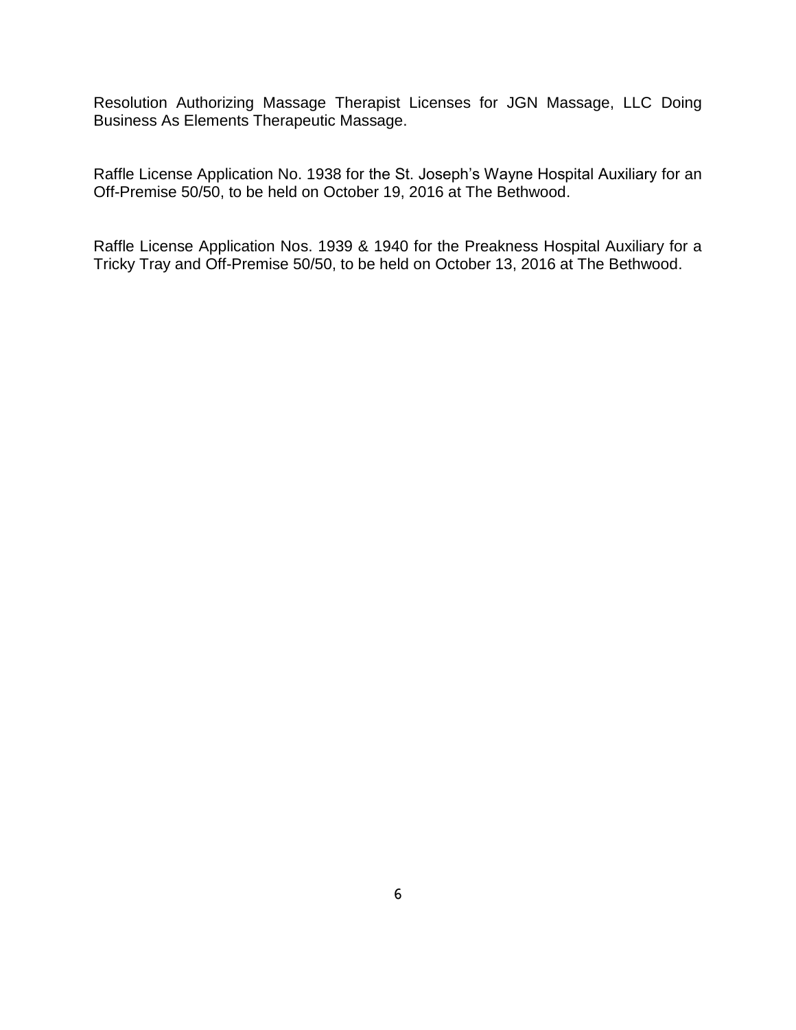Resolution Authorizing Massage Therapist Licenses for JGN Massage, LLC Doing Business As Elements Therapeutic Massage.

Raffle License Application No. 1938 for the St. Joseph's Wayne Hospital Auxiliary for an Off-Premise 50/50, to be held on October 19, 2016 at The Bethwood.

Raffle License Application Nos. 1939 & 1940 for the Preakness Hospital Auxiliary for a Tricky Tray and Off-Premise 50/50, to be held on October 13, 2016 at The Bethwood.